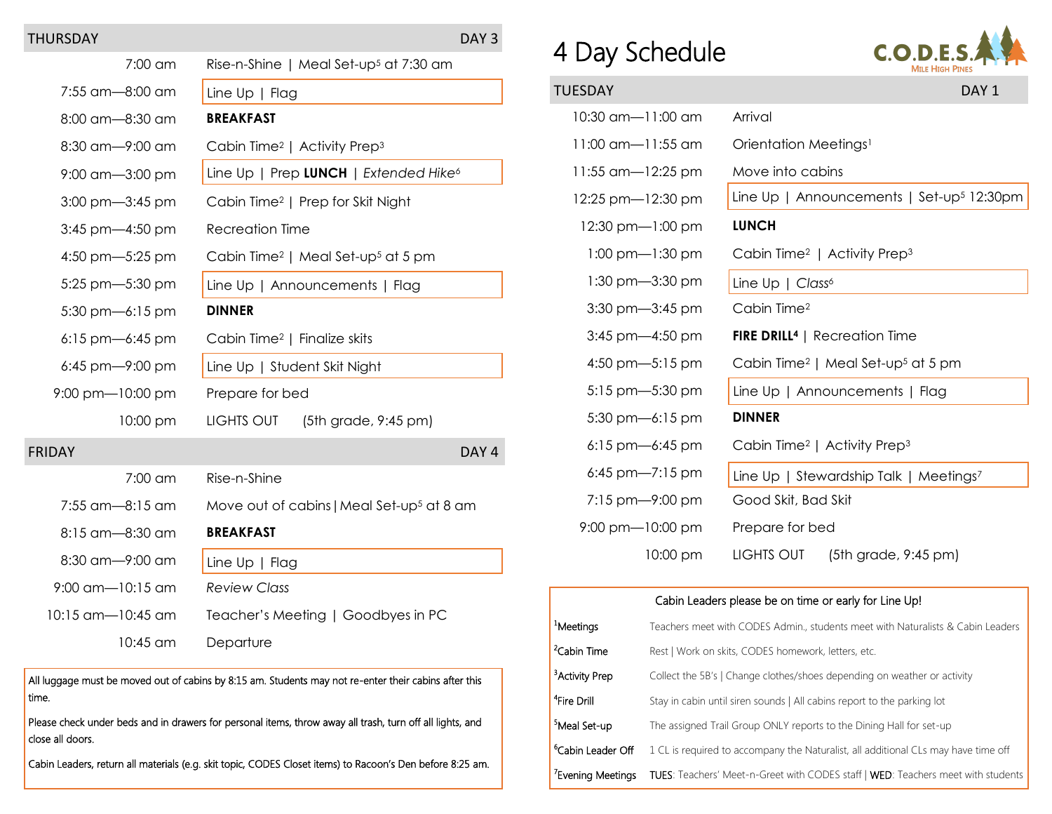# 4 Day Schedule

C.O.D.E.S. Mile High Pines

## TUESDAY — DAY 1

| Time | Activity |
|---|---|
| 10:30 am—11:00 am | Arrival |
| 11:00 am—11:55 am | Orientation Meetings[1] |
| 11:55 am—12:25 pm | Move into cabins |
| 12:25 pm—12:30 pm | Line Up \| Announcements \| Set-up[5] 12:30pm |
| 12:30 pm—1:00 pm | **LUNCH** |
| 1:00 pm—1:30 pm | Cabin Time[2] \| Activity Prep[3] |
| 1:30 pm—3:30 pm | Line Up \| *Class*[6] |
| 3:30 pm—3:45 pm | Cabin Time[2] |
| 3:45 pm—4:50 pm | **FIRE DRILL[4]** \| Recreation Time |
| 4:50 pm—5:15 pm | Cabin Time[2] \| Meal Set-up[5] at 5 pm |
| 5:15 pm—5:30 pm | Line Up \| Announcements \| Flag |
| 5:30 pm—6:15 pm | **DINNER** |
| 6:15 pm—6:45 pm | Cabin Time[2] \| Activity Prep[3] |
| 6:45 pm—7:15 pm | Line Up \| Stewardship Talk \| Meetings[7] |
| 7:15 pm—9:00 pm | Good Skit, Bad Skit |
| 9:00 pm—10:00 pm | Prepare for bed |
| 10:00 pm | LIGHTS OUT (5th grade, 9:45 pm) |

Cabin Leaders please be on time or early for Line Up!

| | |
|---|---|
| [1]Meetings | Teachers meet with CODES Admin., students meet with Naturalists & Cabin Leaders |
| [2]Cabin Time | Rest \| Work on skits, CODES homework, letters, etc. |
| [3]Activity Prep | Collect the 5B's \| Change clothes/shoes depending on weather or activity |
| [4]Fire Drill | Stay in cabin until siren sounds \| All cabins report to the parking lot |
| [5]Meal Set-up | The assigned Trail Group ONLY reports to the Dining Hall for set-up |
| [6]Cabin Leader Off | 1 CL is required to accompany the Naturalist, all additional CLs may have time off |
| [7]Evening Meetings | TUES: Teachers' Meet-n-Greet with CODES staff \| WED: Teachers meet with students |

## THURSDAY — DAY 3

| Time | Activity |
|---|---|
| 7:00 am | Rise-n-Shine \| Meal Set-up[5] at 7:30 am |
| 7:55 am—8:00 am | Line Up \| Flag |
| 8:00 am—8:30 am | **BREAKFAST** |
| 8:30 am—9:00 am | Cabin Time[2] \| Activity Prep[3] |
| 9:00 am—3:00 pm | Line Up \| Prep **LUNCH** \| *Extended Hike*[6] |
| 3:00 pm—3:45 pm | Cabin Time[2] \| Prep for Skit Night |
| 3:45 pm—4:50 pm | Recreation Time |
| 4:50 pm—5:25 pm | Cabin Time[2] \| Meal Set-up[5] at 5 pm |
| 5:25 pm—5:30 pm | Line Up \| Announcements \| Flag |
| 5:30 pm—6:15 pm | **DINNER** |
| 6:15 pm—6:45 pm | Cabin Time[2] \| Finalize skits |
| 6:45 pm—9:00 pm | Line Up \| Student Skit Night |
| 9:00 pm—10:00 pm | Prepare for bed |
| 10:00 pm | LIGHTS OUT (5th grade, 9:45 pm) |

## FRIDAY — DAY 4

| Time | Activity |
|---|---|
| 7:00 am | Rise-n-Shine |
| 7:55 am—8:15 am | Move out of cabins \| Meal Set-up[5] at 8 am |
| 8:15 am—8:30 am | **BREAKFAST** |
| 8:30 am—9:00 am | Line Up \| Flag |
| 9:00 am—10:15 am | *Review Class* |
| 10:15 am—10:45 am | Teacher's Meeting \| Goodbyes in PC |
| 10:45 am | Departure |

All luggage must be moved out of cabins by 8:15 am. Students may not re-enter their cabins after this time.

Please check under beds and in drawers for personal items, throw away all trash, turn off all lights, and close all doors.

Cabin Leaders, return all materials (e.g. skit topic, CODES Closet items) to Racoon's Den before 8:25 am.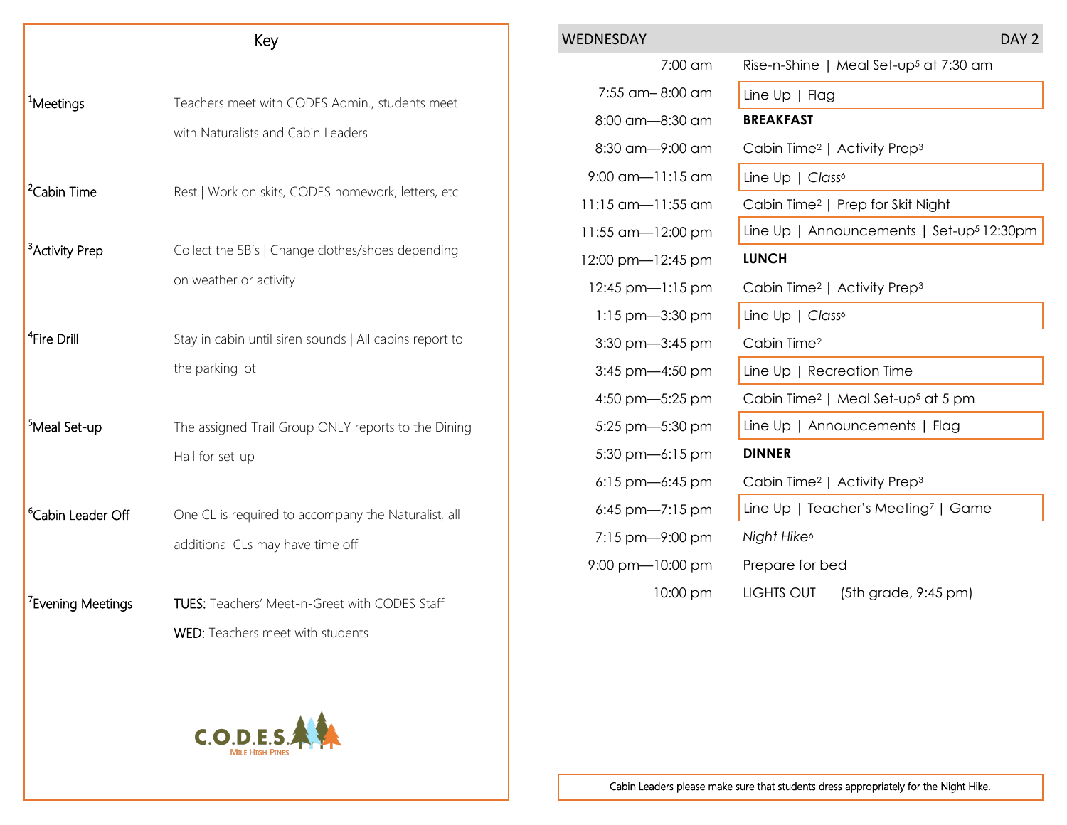## Key

| | |
|---|---|
| [1]Meetings | Teachers meet with CODES Admin., students meet with Naturalists and Cabin Leaders |
| [2]Cabin Time | Rest \| Work on skits, CODES homework, letters, etc. |
| [3]Activity Prep | Collect the 5B's \| Change clothes/shoes depending on weather or activity |
| [4]Fire Drill | Stay in cabin until siren sounds \| All cabins report to the parking lot |
| [5]Meal Set-up | The assigned Trail Group ONLY reports to the Dining Hall for set-up |
| [6]Cabin Leader Off | One CL is required to accompany the Naturalist, all additional CLs may have time off |
| [7]Evening Meetings | TUES: Teachers' Meet-n-Greet with CODES Staff<br>WED: Teachers meet with students |

C.O.D.E.S. MILE HIGH PINES

## WEDNESDAY — DAY 2

| | |
|---|---|
| 7:00 am | Rise-n-Shine \| Meal Set-up[5] at 7:30 am |
| 7:55 am– 8:00 am | Line Up \| Flag |
| 8:00 am—8:30 am | **BREAKFAST** |
| 8:30 am—9:00 am | Cabin Time[2] \| Activity Prep[3] |
| 9:00 am—11:15 am | Line Up \| *Class*[6] |
| 11:15 am—11:55 am | Cabin Time[2] \| Prep for Skit Night |
| 11:55 am—12:00 pm | Line Up \| Announcements \| Set-up[5] 12:30pm |
| 12:00 pm—12:45 pm | **LUNCH** |
| 12:45 pm—1:15 pm | Cabin Time[2] \| Activity Prep[3] |
| 1:15 pm—3:30 pm | Line Up \| *Class*[6] |
| 3:30 pm—3:45 pm | Cabin Time[2] |
| 3:45 pm—4:50 pm | Line Up \| Recreation Time |
| 4:50 pm—5:25 pm | Cabin Time[2] \| Meal Set-up[5] at 5 pm |
| 5:25 pm—5:30 pm | Line Up \| Announcements \| Flag |
| 5:30 pm—6:15 pm | **DINNER** |
| 6:15 pm—6:45 pm | Cabin Time[2] \| Activity Prep[3] |
| 6:45 pm—7:15 pm | Line Up \| Teacher's Meeting[7] \| Game |
| 7:15 pm—9:00 pm | *Night Hike*[6] |
| 9:00 pm—10:00 pm | Prepare for bed |
| 10:00 pm | LIGHTS OUT (5th grade, 9:45 pm) |

Cabin Leaders please make sure that students dress appropriately for the Night Hike.